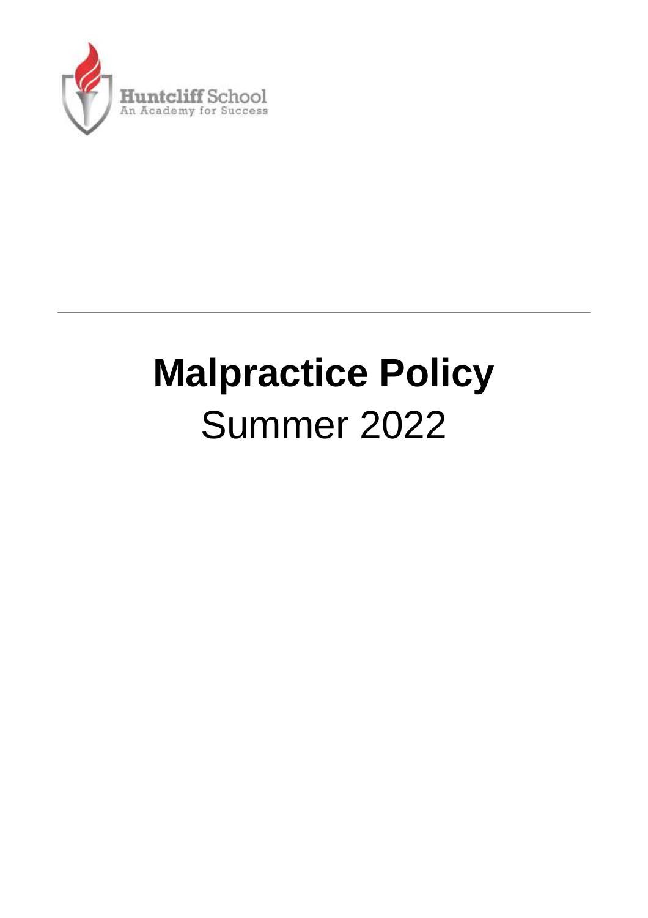Huntcliff School
An Academy for Success

---

# Malpractice Policy

Summer 2022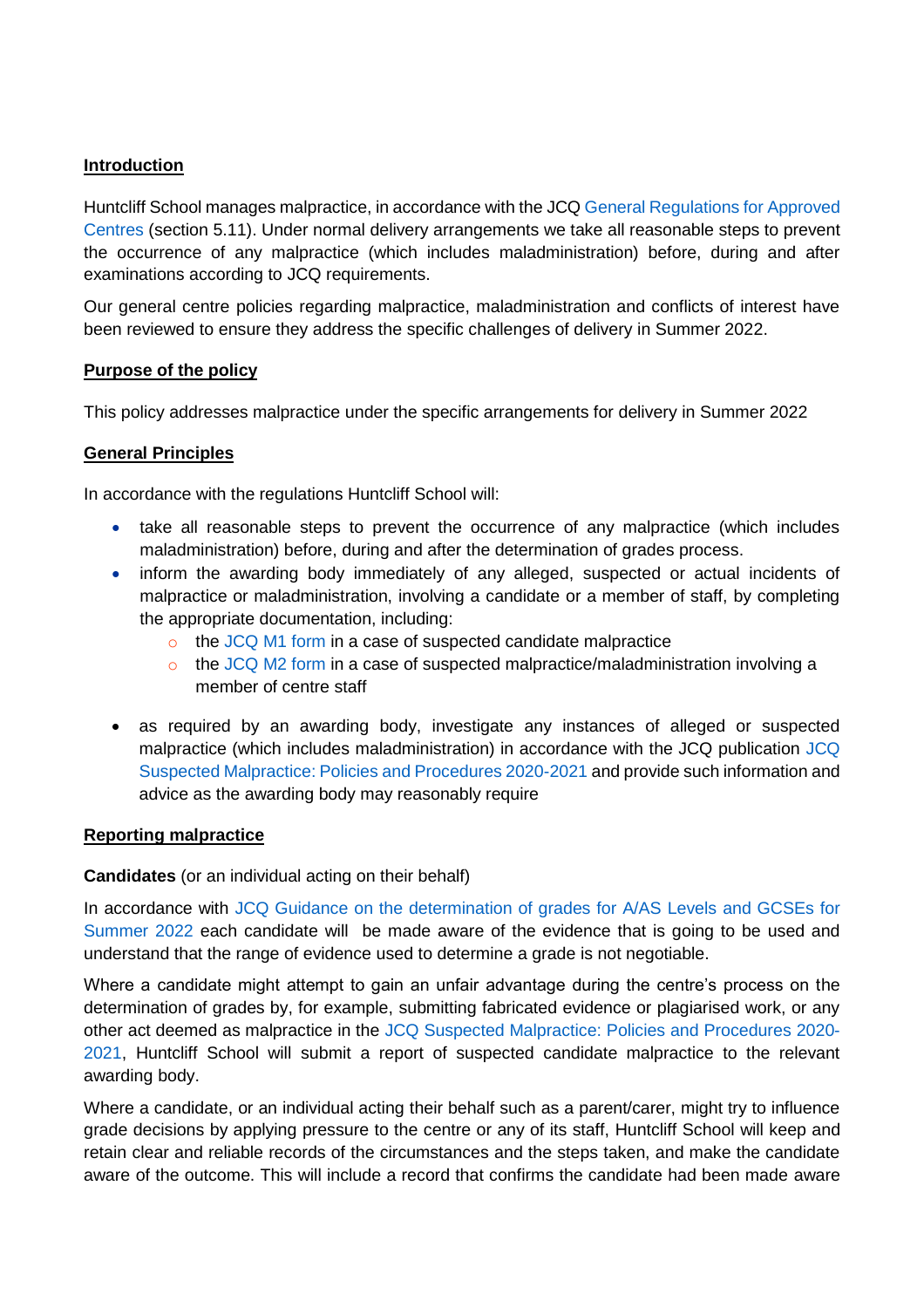## Introduction

Huntcliff School manages malpractice, in accordance with the JCQ General Regulations for Approved Centres (section 5.11). Under normal delivery arrangements we take all reasonable steps to prevent the occurrence of any malpractice (which includes maladministration) before, during and after examinations according to JCQ requirements.

Our general centre policies regarding malpractice, maladministration and conflicts of interest have been reviewed to ensure they address the specific challenges of delivery in Summer 2022.

## Purpose of the policy

This policy addresses malpractice under the specific arrangements for delivery in Summer 2022

## General Principles

In accordance with the regulations Huntcliff School will:

- take all reasonable steps to prevent the occurrence of any malpractice (which includes maladministration) before, during and after the determination of grades process.
- inform the awarding body immediately of any alleged, suspected or actual incidents of malpractice or maladministration, involving a candidate or a member of staff, by completing the appropriate documentation, including:
  - the JCQ M1 form in a case of suspected candidate malpractice
  - the JCQ M2 form in a case of suspected malpractice/maladministration involving a member of centre staff
- as required by an awarding body, investigate any instances of alleged or suspected malpractice (which includes maladministration) in accordance with the JCQ publication JCQ Suspected Malpractice: Policies and Procedures 2020-2021 and provide such information and advice as the awarding body may reasonably require

## Reporting malpractice

**Candidates** (or an individual acting on their behalf)

In accordance with JCQ Guidance on the determination of grades for A/AS Levels and GCSEs for Summer 2022 each candidate will be made aware of the evidence that is going to be used and understand that the range of evidence used to determine a grade is not negotiable.

Where a candidate might attempt to gain an unfair advantage during the centre's process on the determination of grades by, for example, submitting fabricated evidence or plagiarised work, or any other act deemed as malpractice in the JCQ Suspected Malpractice: Policies and Procedures 2020-2021, Huntcliff School will submit a report of suspected candidate malpractice to the relevant awarding body.

Where a candidate, or an individual acting their behalf such as a parent/carer, might try to influence grade decisions by applying pressure to the centre or any of its staff, Huntcliff School will keep and retain clear and reliable records of the circumstances and the steps taken, and make the candidate aware of the outcome. This will include a record that confirms the candidate had been made aware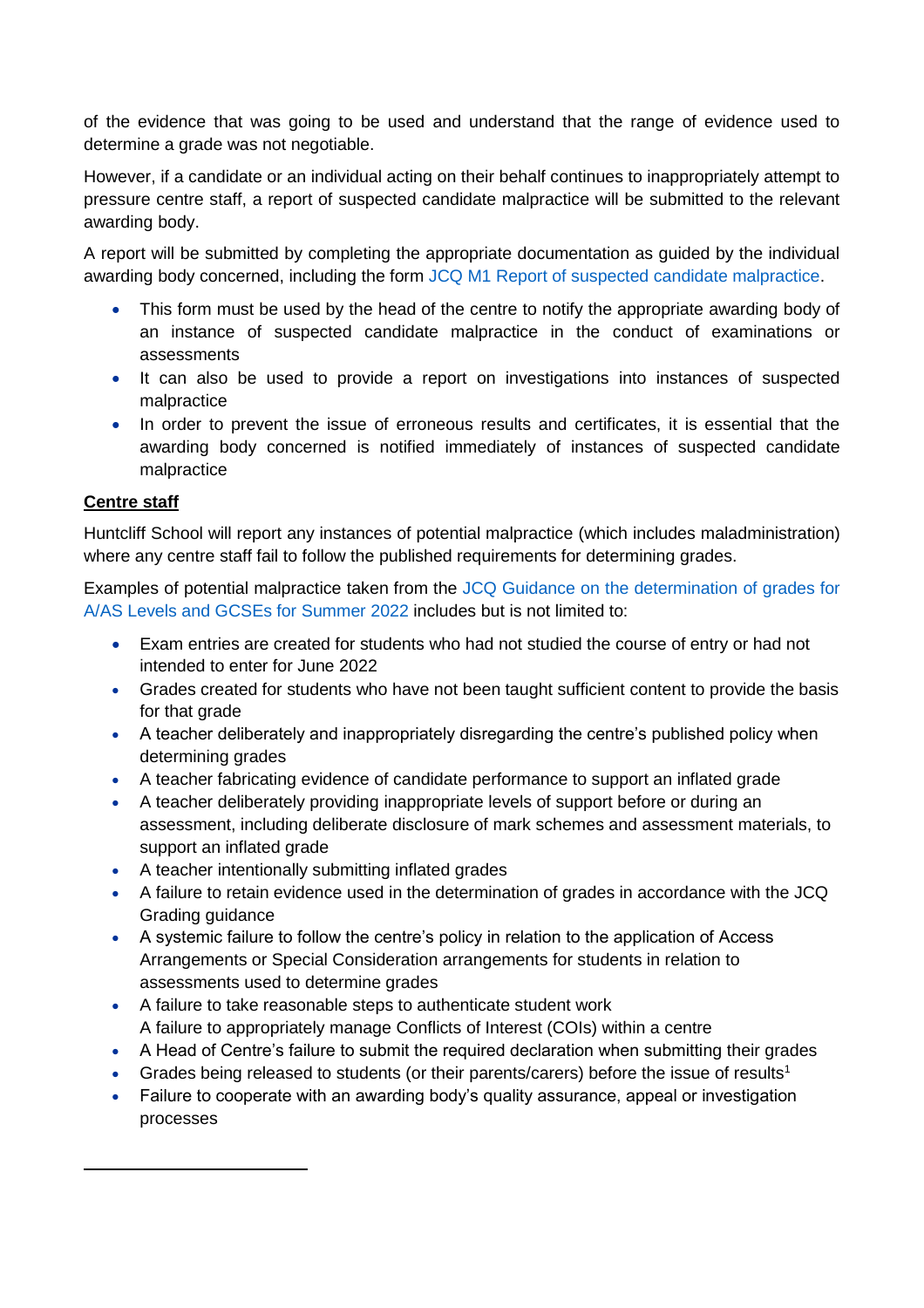of the evidence that was going to be used and understand that the range of evidence used to determine a grade was not negotiable.

However, if a candidate or an individual acting on their behalf continues to inappropriately attempt to pressure centre staff, a report of suspected candidate malpractice will be submitted to the relevant awarding body.

A report will be submitted by completing the appropriate documentation as guided by the individual awarding body concerned, including the form JCQ M1 Report of suspected candidate malpractice.

- This form must be used by the head of the centre to notify the appropriate awarding body of an instance of suspected candidate malpractice in the conduct of examinations or assessments
- It can also be used to provide a report on investigations into instances of suspected malpractice
- In order to prevent the issue of erroneous results and certificates, it is essential that the awarding body concerned is notified immediately of instances of suspected candidate malpractice

**Centre staff**

Huntcliff School will report any instances of potential malpractice (which includes maladministration) where any centre staff fail to follow the published requirements for determining grades.

Examples of potential malpractice taken from the JCQ Guidance on the determination of grades for A/AS Levels and GCSEs for Summer 2022 includes but is not limited to:

- Exam entries are created for students who had not studied the course of entry or had not intended to enter for June 2022
- Grades created for students who have not been taught sufficient content to provide the basis for that grade
- A teacher deliberately and inappropriately disregarding the centre's published policy when determining grades
- A teacher fabricating evidence of candidate performance to support an inflated grade
- A teacher deliberately providing inappropriate levels of support before or during an assessment, including deliberate disclosure of mark schemes and assessment materials, to support an inflated grade
- A teacher intentionally submitting inflated grades
- A failure to retain evidence used in the determination of grades in accordance with the JCQ Grading guidance
- A systemic failure to follow the centre's policy in relation to the application of Access Arrangements or Special Consideration arrangements for students in relation to assessments used to determine grades
- A failure to take reasonable steps to authenticate student work
  A failure to appropriately manage Conflicts of Interest (COIs) within a centre
- A Head of Centre's failure to submit the required declaration when submitting their grades
- Grades being released to students (or their parents/carers) before the issue of results[1]
- Failure to cooperate with an awarding body's quality assurance, appeal or investigation processes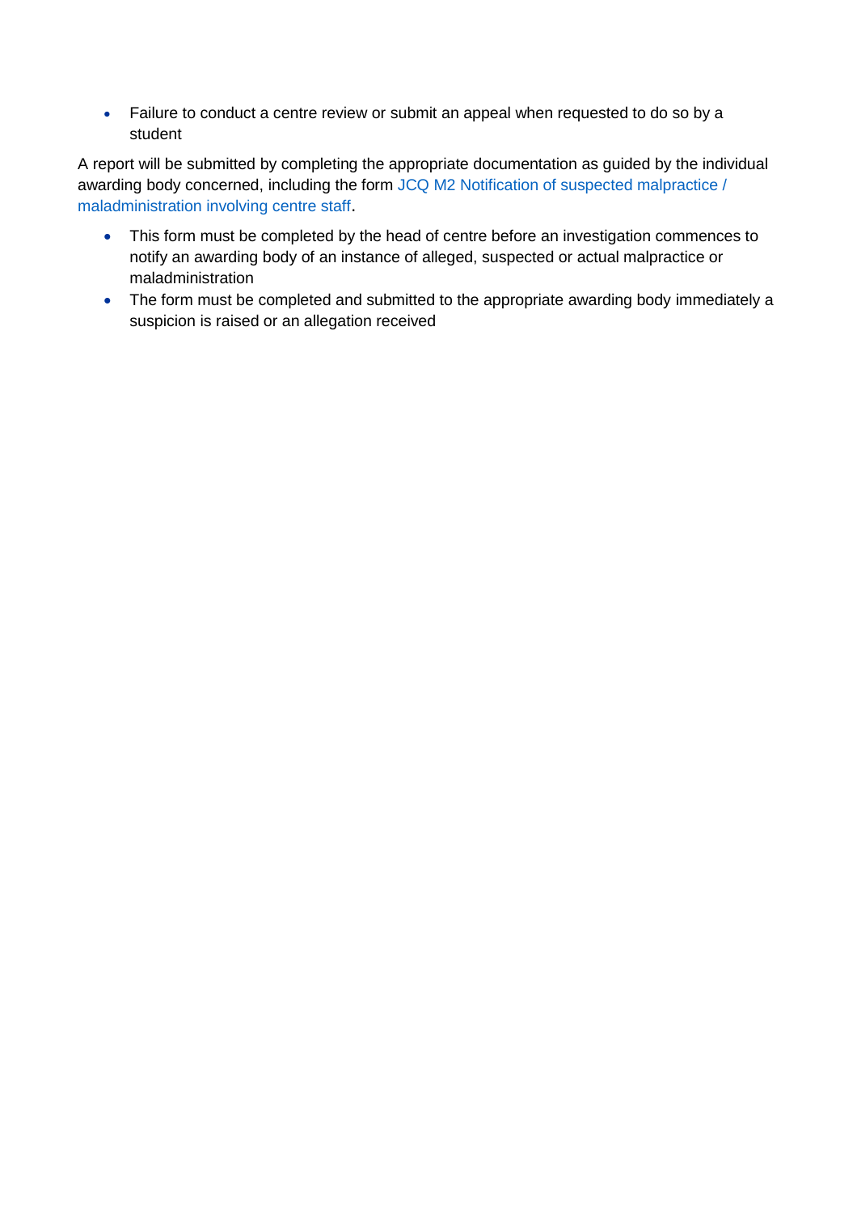- Failure to conduct a centre review or submit an appeal when requested to do so by a student

A report will be submitted by completing the appropriate documentation as guided by the individual awarding body concerned, including the form JCQ M2 Notification of suspected malpractice / maladministration involving centre staff.

- This form must be completed by the head of centre before an investigation commences to notify an awarding body of an instance of alleged, suspected or actual malpractice or maladministration
- The form must be completed and submitted to the appropriate awarding body immediately a suspicion is raised or an allegation received